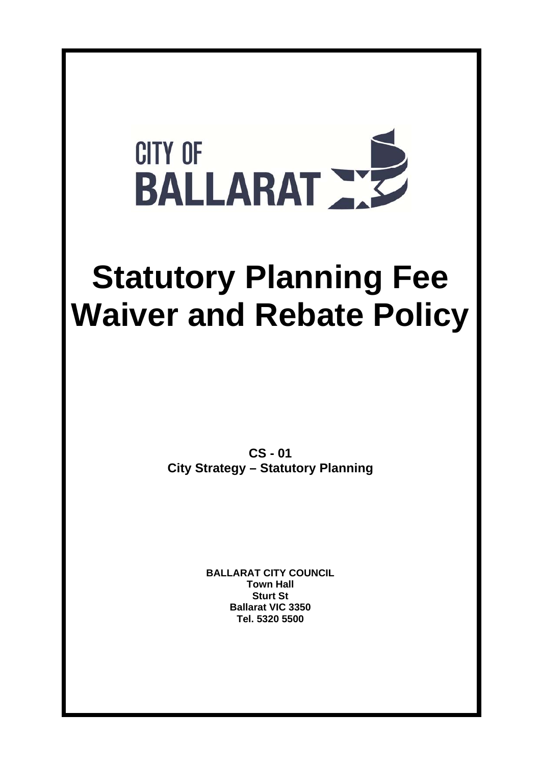CITY OF BALLARAT

# Statutory Planning Fee Waiver and Rebate Policy

**CS - 01**
**City Strategy – Statutory Planning**

**BALLARAT CITY COUNCIL**
**Town Hall**
**Sturt St**
**Ballarat VIC 3350**
**Tel. 5320 5500**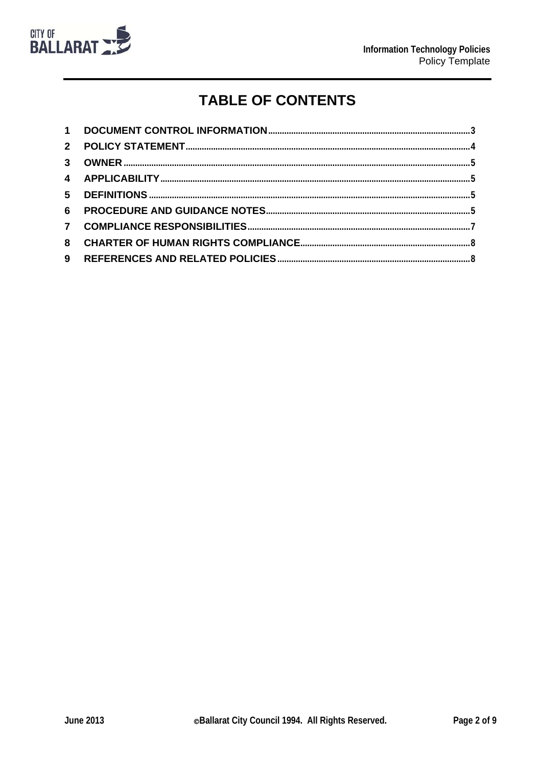# TABLE OF CONTENTS

1 DOCUMENT CONTROL INFORMATION ............ 3
2 POLICY STATEMENT ............ 4
3 OWNER ............ 5
4 APPLICABILITY ............ 5
5 DEFINITIONS ............ 5
6 PROCEDURE AND GUIDANCE NOTES ............ 5
7 COMPLIANCE RESPONSIBILITIES ............ 7
8 CHARTER OF HUMAN RIGHTS COMPLIANCE ............ 8
9 REFERENCES AND RELATED POLICIES ............ 8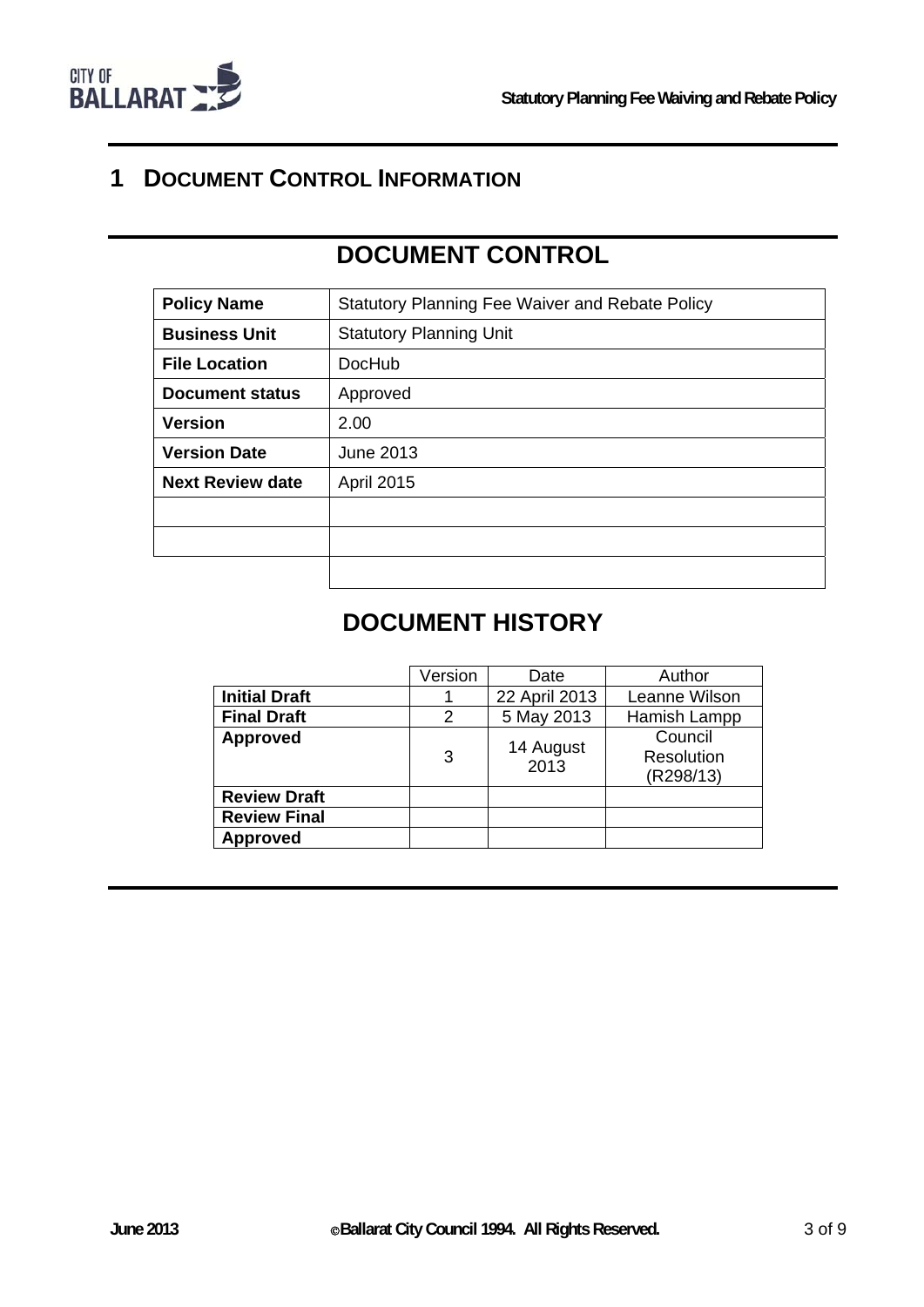# 1 DOCUMENT CONTROL INFORMATION

## DOCUMENT CONTROL

| **Policy Name** | Statutory Planning Fee Waiver and Rebate Policy |
|---|---|
| **Business Unit** | Statutory Planning Unit |
| **File Location** | DocHub |
| **Document status** | Approved |
| **Version** | 2.00 |
| **Version Date** | June 2013 |
| **Next Review date** | April 2015 |
| | |
| | |
| | |

## DOCUMENT HISTORY

| | Version | Date | Author |
|---|---|---|---|
| **Initial Draft** | 1 | 22 April 2013 | Leanne Wilson |
| **Final Draft** | 2 | 5 May 2013 | Hamish Lampp |
| **Approved** | 3 | 14 August 2013 | Council Resolution (R298/13) |
| **Review Draft** | | | |
| **Review Final** | | | |
| **Approved** | | | |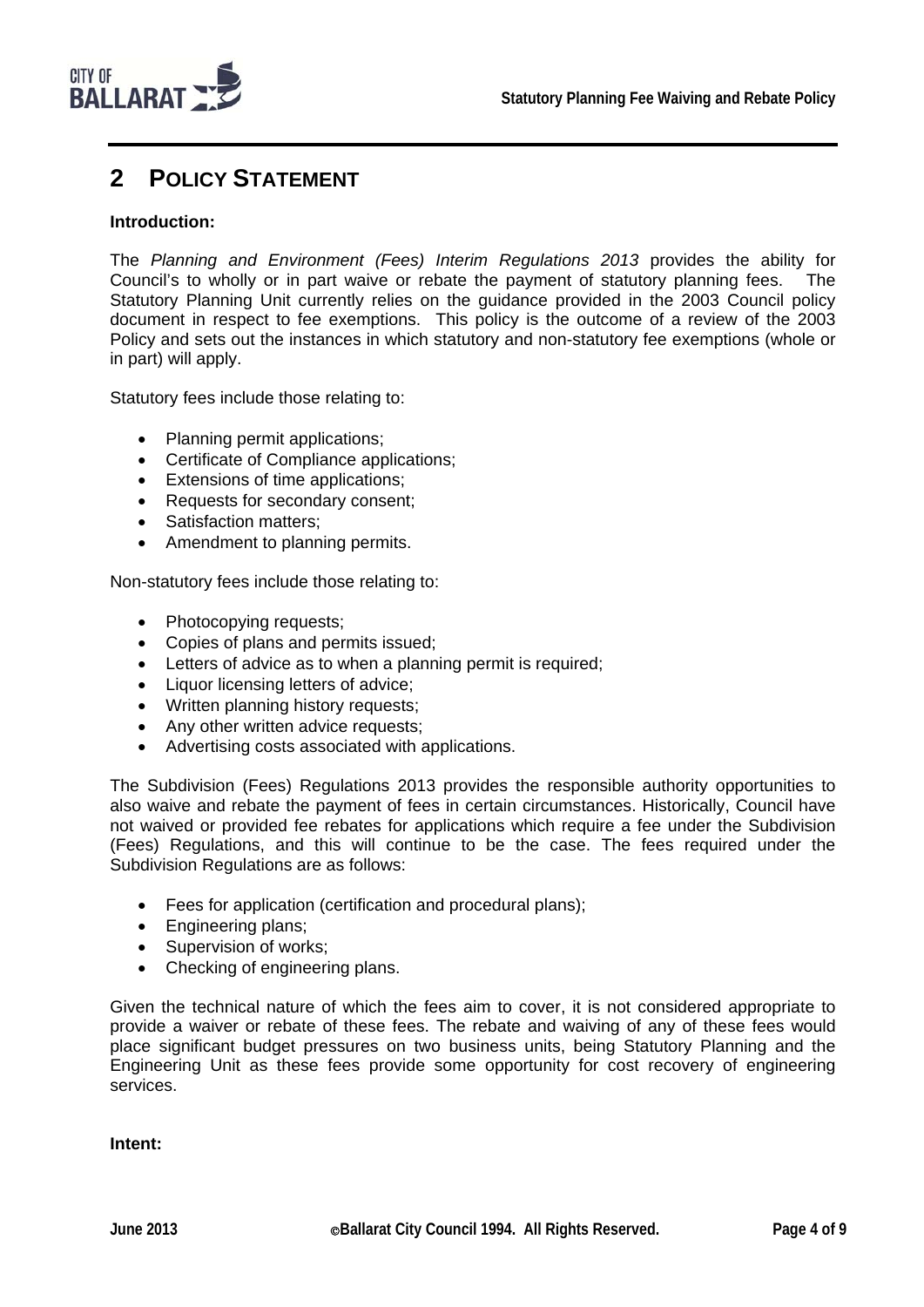## 2 POLICY STATEMENT

**Introduction:**

The *Planning and Environment (Fees) Interim Regulations 2013* provides the ability for Council's to wholly or in part waive or rebate the payment of statutory planning fees. The Statutory Planning Unit currently relies on the guidance provided in the 2003 Council policy document in respect to fee exemptions. This policy is the outcome of a review of the 2003 Policy and sets out the instances in which statutory and non-statutory fee exemptions (whole or in part) will apply.

Statutory fees include those relating to:

- Planning permit applications;
- Certificate of Compliance applications;
- Extensions of time applications;
- Requests for secondary consent;
- Satisfaction matters;
- Amendment to planning permits.

Non-statutory fees include those relating to:

- Photocopying requests;
- Copies of plans and permits issued;
- Letters of advice as to when a planning permit is required;
- Liquor licensing letters of advice;
- Written planning history requests;
- Any other written advice requests;
- Advertising costs associated with applications.

The Subdivision (Fees) Regulations 2013 provides the responsible authority opportunities to also waive and rebate the payment of fees in certain circumstances. Historically, Council have not waived or provided fee rebates for applications which require a fee under the Subdivision (Fees) Regulations, and this will continue to be the case. The fees required under the Subdivision Regulations are as follows:

- Fees for application (certification and procedural plans);
- Engineering plans;
- Supervision of works;
- Checking of engineering plans.

Given the technical nature of which the fees aim to cover, it is not considered appropriate to provide a waiver or rebate of these fees. The rebate and waiving of any of these fees would place significant budget pressures on two business units, being Statutory Planning and the Engineering Unit as these fees provide some opportunity for cost recovery of engineering services.

**Intent:**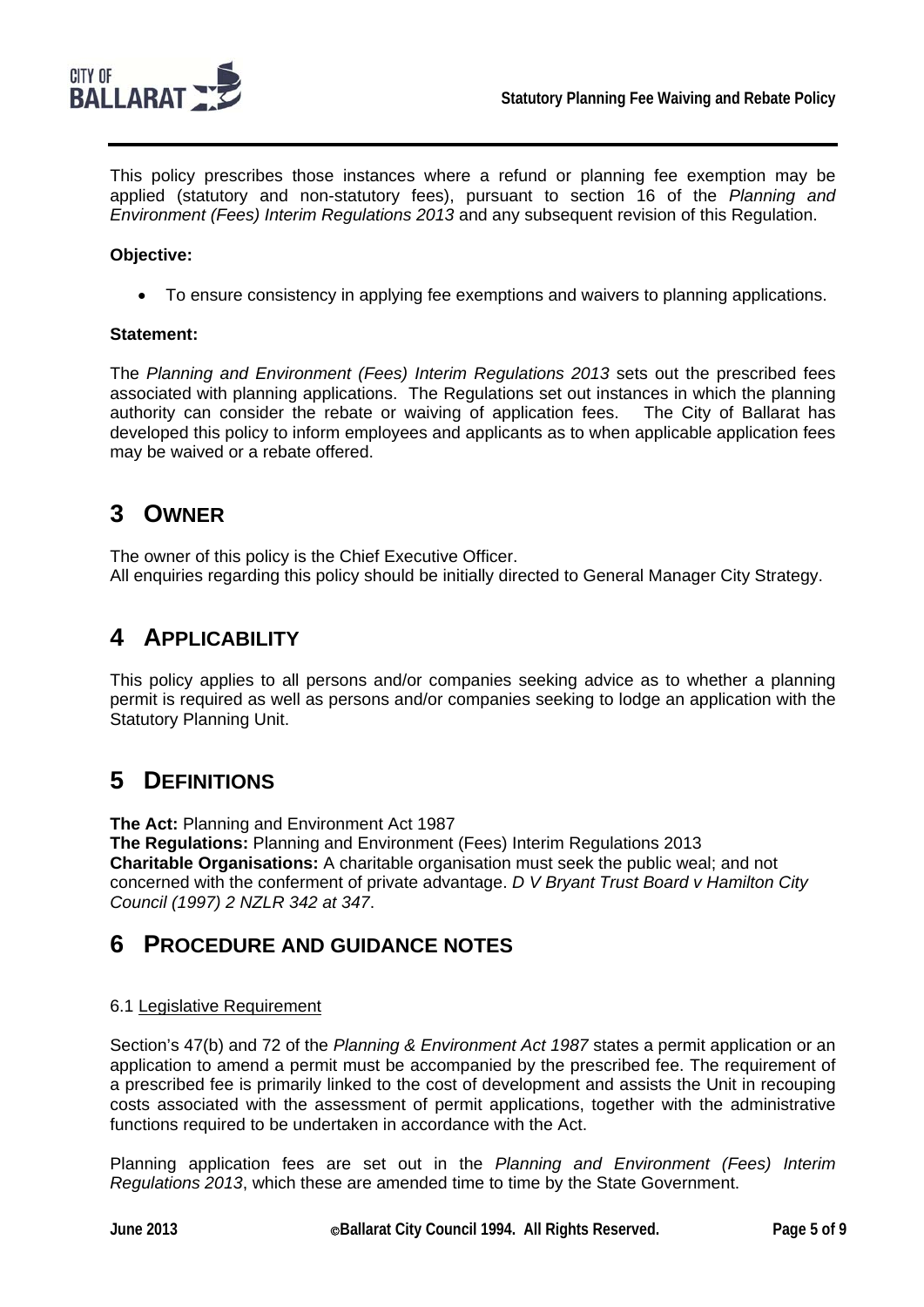This policy prescribes those instances where a refund or planning fee exemption may be applied (statutory and non-statutory fees), pursuant to section 16 of the *Planning and Environment (Fees) Interim Regulations 2013* and any subsequent revision of this Regulation.

**Objective:**

- To ensure consistency in applying fee exemptions and waivers to planning applications.

**Statement:**

The *Planning and Environment (Fees) Interim Regulations 2013* sets out the prescribed fees associated with planning applications. The Regulations set out instances in which the planning authority can consider the rebate or waiving of application fees. The City of Ballarat has developed this policy to inform employees and applicants as to when applicable application fees may be waived or a rebate offered.

# 3 OWNER

The owner of this policy is the Chief Executive Officer.
All enquiries regarding this policy should be initially directed to General Manager City Strategy.

# 4 APPLICABILITY

This policy applies to all persons and/or companies seeking advice as to whether a planning permit is required as well as persons and/or companies seeking to lodge an application with the Statutory Planning Unit.

# 5 DEFINITIONS

**The Act:** Planning and Environment Act 1987
**The Regulations:** Planning and Environment (Fees) Interim Regulations 2013
**Charitable Organisations:** A charitable organisation must seek the public weal; and not concerned with the conferment of private advantage. *D V Bryant Trust Board v Hamilton City Council (1997) 2 NZLR 342 at 347*.

# 6 PROCEDURE AND GUIDANCE NOTES

6.1 Legislative Requirement

Section's 47(b) and 72 of the *Planning & Environment Act 1987* states a permit application or an application to amend a permit must be accompanied by the prescribed fee. The requirement of a prescribed fee is primarily linked to the cost of development and assists the Unit in recouping costs associated with the assessment of permit applications, together with the administrative functions required to be undertaken in accordance with the Act.

Planning application fees are set out in the *Planning and Environment (Fees) Interim Regulations 2013*, which these are amended time to time by the State Government.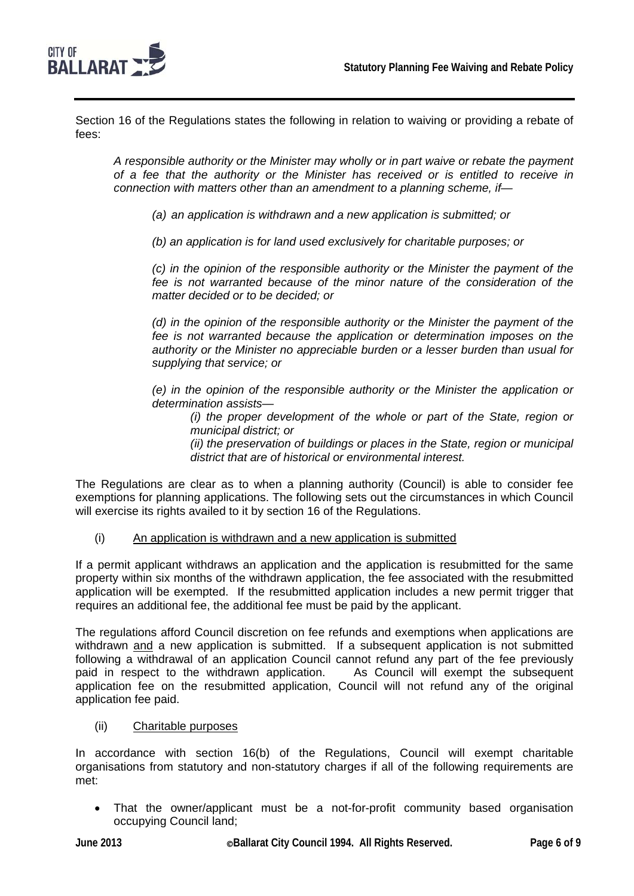Section 16 of the Regulations states the following in relation to waiving or providing a rebate of fees:

> *A responsible authority or the Minister may wholly or in part waive or rebate the payment of a fee that the authority or the Minister has received or is entitled to receive in connection with matters other than an amendment to a planning scheme, if—*
>
> *(a) an application is withdrawn and a new application is submitted; or*
>
> *(b) an application is for land used exclusively for charitable purposes; or*
>
> *(c) in the opinion of the responsible authority or the Minister the payment of the fee is not warranted because of the minor nature of the consideration of the matter decided or to be decided; or*
>
> *(d) in the opinion of the responsible authority or the Minister the payment of the fee is not warranted because the application or determination imposes on the authority or the Minister no appreciable burden or a lesser burden than usual for supplying that service; or*
>
> *(e) in the opinion of the responsible authority or the Minister the application or determination assists—*
>
> *(i) the proper development of the whole or part of the State, region or municipal district; or*
>
> *(ii) the preservation of buildings or places in the State, region or municipal district that are of historical or environmental interest.*

The Regulations are clear as to when a planning authority (Council) is able to consider fee exemptions for planning applications. The following sets out the circumstances in which Council will exercise its rights availed to it by section 16 of the Regulations.

(i) <u>An application is withdrawn and a new application is submitted</u>

If a permit applicant withdraws an application and the application is resubmitted for the same property within six months of the withdrawn application, the fee associated with the resubmitted application will be exempted. If the resubmitted application includes a new permit trigger that requires an additional fee, the additional fee must be paid by the applicant.

The regulations afford Council discretion on fee refunds and exemptions when applications are withdrawn <u>and</u> a new application is submitted. If a subsequent application is not submitted following a withdrawal of an application Council cannot refund any part of the fee previously paid in respect to the withdrawn application. As Council will exempt the subsequent application fee on the resubmitted application, Council will not refund any of the original application fee paid.

(ii) <u>Charitable purposes</u>

In accordance with section 16(b) of the Regulations, Council will exempt charitable organisations from statutory and non-statutory charges if all of the following requirements are met:

- That the owner/applicant must be a not-for-profit community based organisation occupying Council land;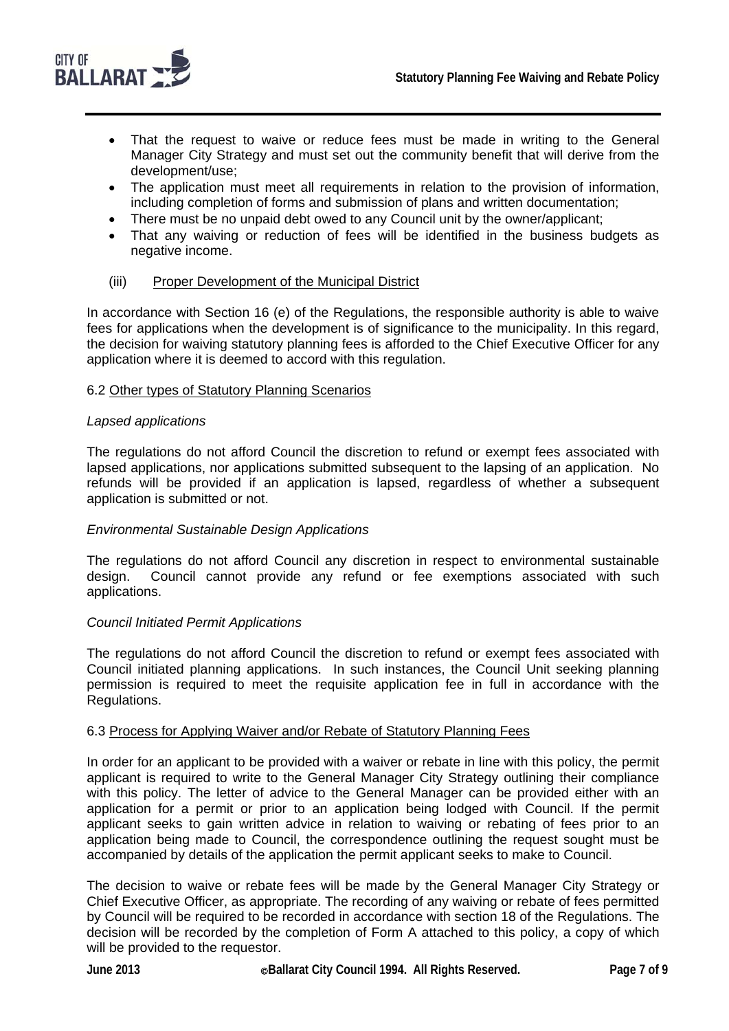- That the request to waive or reduce fees must be made in writing to the General Manager City Strategy and must set out the community benefit that will derive from the development/use;
- The application must meet all requirements in relation to the provision of information, including completion of forms and submission of plans and written documentation;
- There must be no unpaid debt owed to any Council unit by the owner/applicant;
- That any waiving or reduction of fees will be identified in the business budgets as negative income.

(iii) Proper Development of the Municipal District

In accordance with Section 16 (e) of the Regulations, the responsible authority is able to waive fees for applications when the development is of significance to the municipality. In this regard, the decision for waiving statutory planning fees is afforded to the Chief Executive Officer for any application where it is deemed to accord with this regulation.

### 6.2 Other types of Statutory Planning Scenarios

*Lapsed applications*

The regulations do not afford Council the discretion to refund or exempt fees associated with lapsed applications, nor applications submitted subsequent to the lapsing of an application. No refunds will be provided if an application is lapsed, regardless of whether a subsequent application is submitted or not.

*Environmental Sustainable Design Applications*

The regulations do not afford Council any discretion in respect to environmental sustainable design. Council cannot provide any refund or fee exemptions associated with such applications.

*Council Initiated Permit Applications*

The regulations do not afford Council the discretion to refund or exempt fees associated with Council initiated planning applications. In such instances, the Council Unit seeking planning permission is required to meet the requisite application fee in full in accordance with the Regulations.

### 6.3 Process for Applying Waiver and/or Rebate of Statutory Planning Fees

In order for an applicant to be provided with a waiver or rebate in line with this policy, the permit applicant is required to write to the General Manager City Strategy outlining their compliance with this policy. The letter of advice to the General Manager can be provided either with an application for a permit or prior to an application being lodged with Council. If the permit applicant seeks to gain written advice in relation to waiving or rebating of fees prior to an application being made to Council, the correspondence outlining the request sought must be accompanied by details of the application the permit applicant seeks to make to Council.

The decision to waive or rebate fees will be made by the General Manager City Strategy or Chief Executive Officer, as appropriate. The recording of any waiving or rebate of fees permitted by Council will be required to be recorded in accordance with section 18 of the Regulations. The decision will be recorded by the completion of Form A attached to this policy, a copy of which will be provided to the requestor.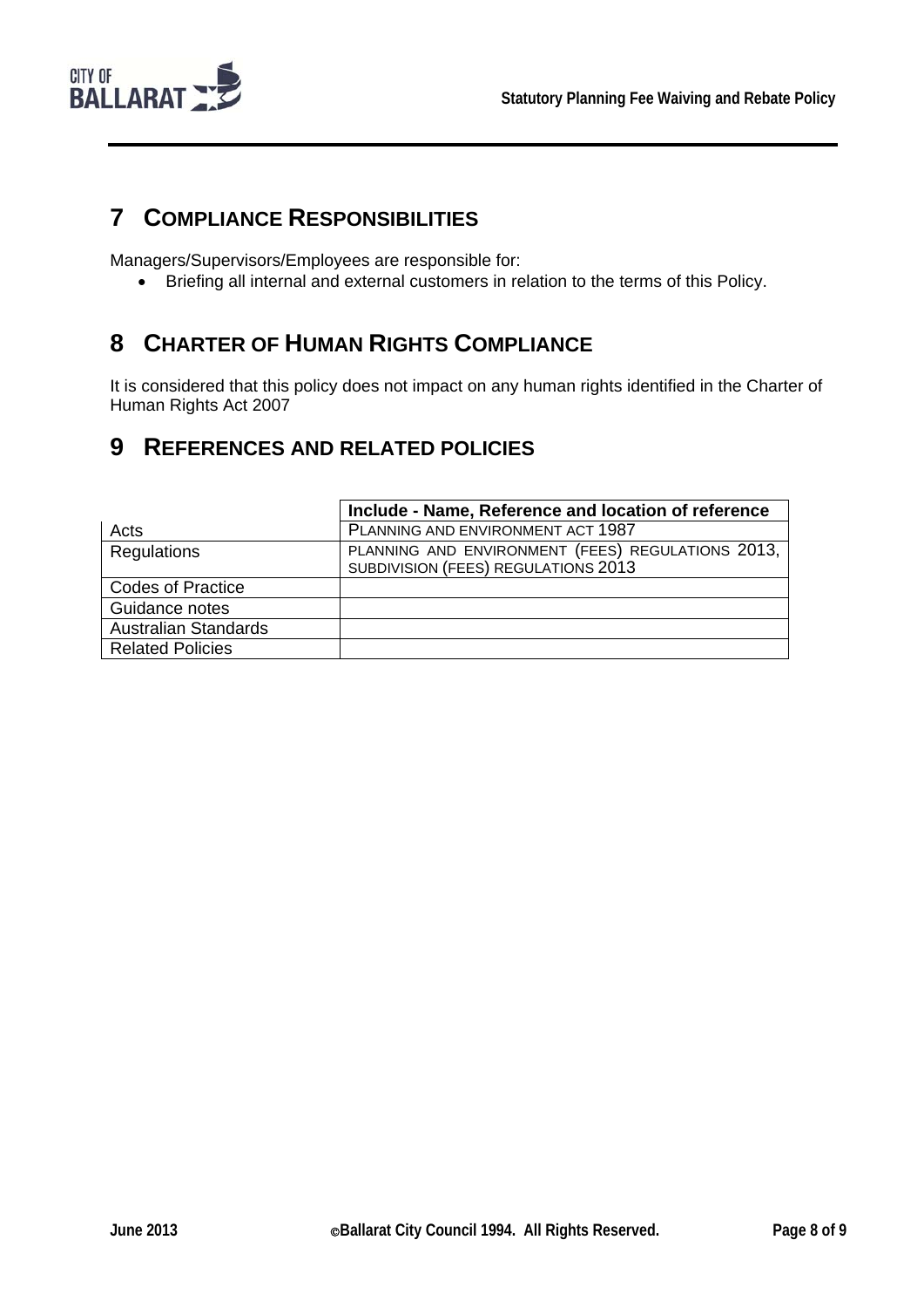## 7 COMPLIANCE RESPONSIBILITIES

Managers/Supervisors/Employees are responsible for:

- Briefing all internal and external customers in relation to the terms of this Policy.

## 8 CHARTER OF HUMAN RIGHTS COMPLIANCE

It is considered that this policy does not impact on any human rights identified in the Charter of Human Rights Act 2007

## 9 REFERENCES AND RELATED POLICIES

| | Include - Name, Reference and location of reference |
|---|---|
| Acts | PLANNING AND ENVIRONMENT ACT 1987 |
| Regulations | PLANNING AND ENVIRONMENT (FEES) REGULATIONS 2013, SUBDIVISION (FEES) REGULATIONS 2013 |
| Codes of Practice | |
| Guidance notes | |
| Australian Standards | |
| Related Policies | |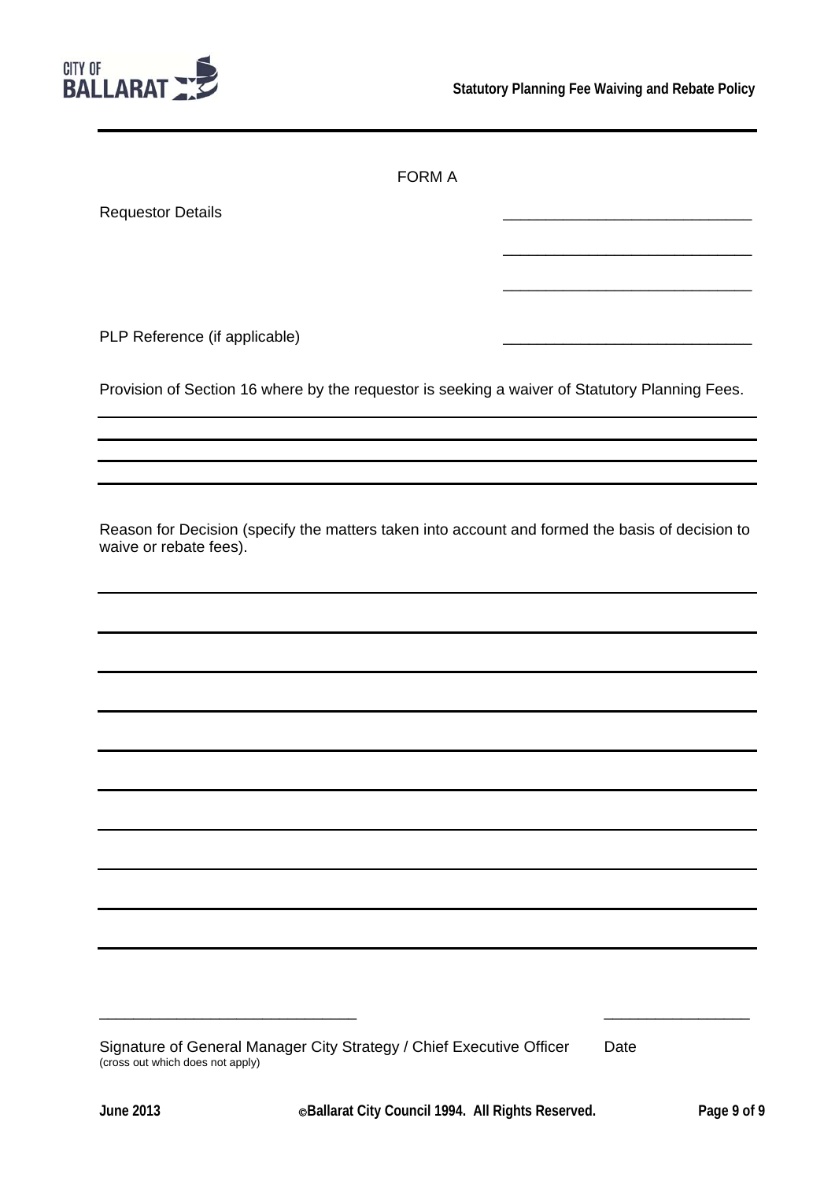FORM A

Requestor Details ______________________________

______________________________

______________________________

PLP Reference (if applicable) ______________________________

Provision of Section 16 where by the requestor is seeking a waiver of Statutory Planning Fees.

______________________________________________________________________________

______________________________________________________________________________

______________________________________________________________________________

______________________________________________________________________________

Reason for Decision (specify the matters taken into account and formed the basis of decision to waive or rebate fees).

______________________________________________________________________________

______________________________________________________________________________

______________________________________________________________________________

______________________________________________________________________________

______________________________________________________________________________

______________________________________________________________________________

______________________________________________________________________________

______________________________________________________________________________

______________________________________________________________________________

______________________________________________________________________________

______________________________ ________________

Signature of General Manager City Strategy / Chief Executive Officer Date
(cross out which does not apply)